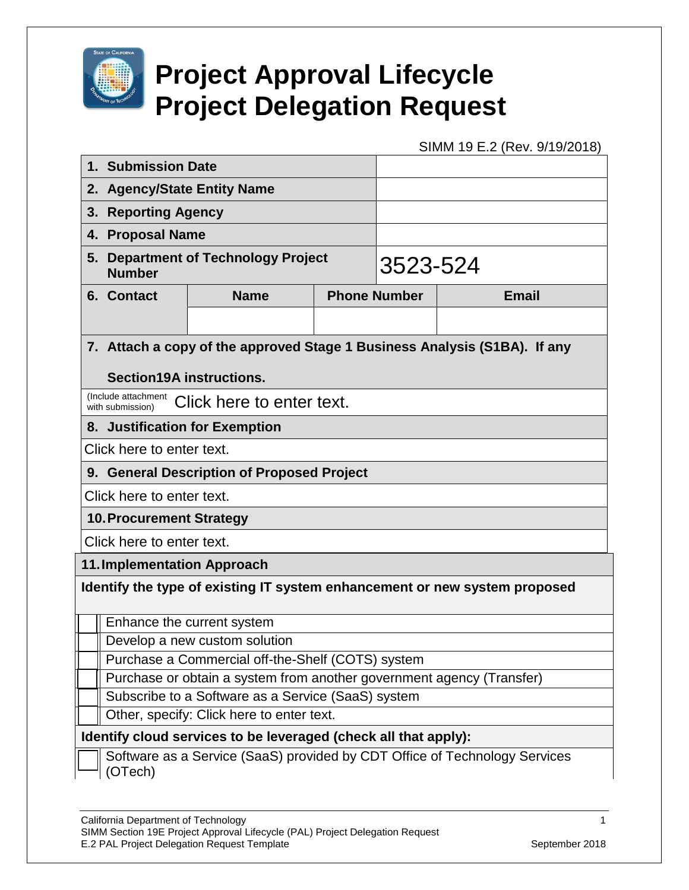# Project Approval Lifecycle Project Delegation Request

SIMM 19 E.2 (Rev. 9/19/2018)

| | | | |
|---|---|---|---|
| **1. Submission Date** | | | |
| **2. Agency/State Entity Name** | | | |
| **3. Reporting Agency** | | | |
| **4. Proposal Name** | | | |
| **5. Department of Technology Project Number** | | 3523-524 | |
| **6. Contact** | **Name** | **Phone Number** | **Email** |
| | | | |

**7. Attach a copy of the approved Stage 1 Business Analysis (S1BA). If any Section19A instructions.**

(Include attachment with submission) Click here to enter text.

**8. Justification for Exemption**

Click here to enter text.

**9. General Description of Proposed Project**

Click here to enter text.

**10. Procurement Strategy**

Click here to enter text.

**11. Implementation Approach**

**Identify the type of existing IT system enhancement or new system proposed**

- ☐ Enhance the current system
- ☐ Develop a new custom solution
- ☐ Purchase a Commercial off-the-Shelf (COTS) system
- ☐ Purchase or obtain a system from another government agency (Transfer)
- ☐ Subscribe to a Software as a Service (SaaS) system
- ☐ Other, specify: Click here to enter text.

**Identify cloud services to be leveraged (check all that apply):**

- ☐ Software as a Service (SaaS) provided by CDT Office of Technology Services (OTech)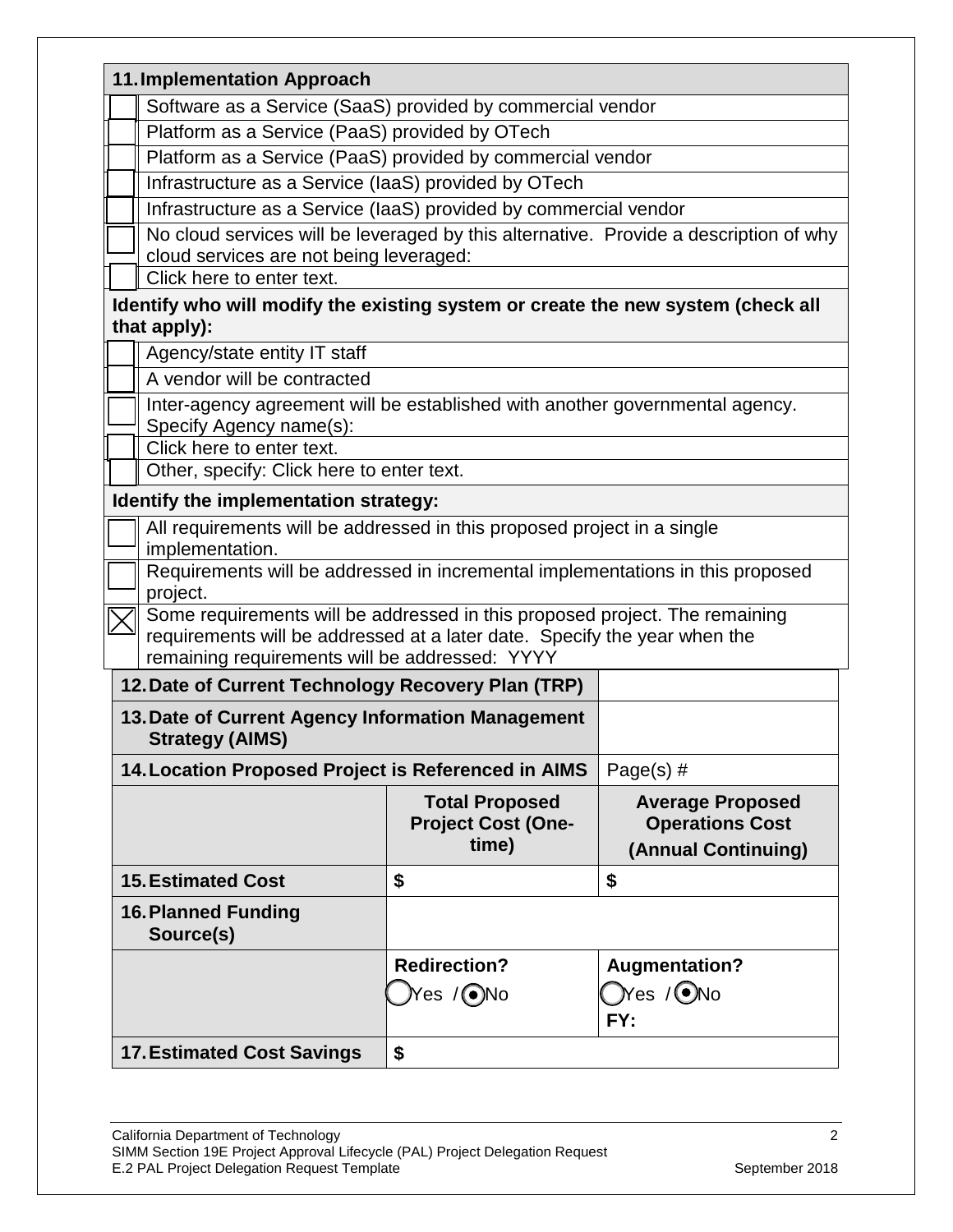## 11. Implementation Approach

| | |
|---|---|
| ☐ | Software as a Service (SaaS) provided by commercial vendor |
| ☐ | Platform as a Service (PaaS) provided by OTech |
| ☐ | Platform as a Service (PaaS) provided by commercial vendor |
| ☐ | Infrastructure as a Service (IaaS) provided by OTech |
| ☐ | Infrastructure as a Service (IaaS) provided by commercial vendor |
| ☐ | No cloud services will be leveraged by this alternative. Provide a description of why cloud services are not being leveraged: |
| ☐ | Click here to enter text. |

**Identify who will modify the existing system or create the new system (check all that apply):**

| | |
|---|---|
| ☐ | Agency/state entity IT staff |
| ☐ | A vendor will be contracted |
| ☐ | Inter-agency agreement will be established with another governmental agency. Specify Agency name(s): |
| ☐ | Click here to enter text. |
| ☐ | Other, specify: Click here to enter text. |

**Identify the implementation strategy:**

| | |
|---|---|
| ☐ | All requirements will be addressed in this proposed project in a single implementation. |
| ☐ | Requirements will be addressed in incremental implementations in this proposed project. |
| ☒ | Some requirements will be addressed in this proposed project. The remaining requirements will be addressed at a later date. Specify the year when the remaining requirements will be addressed: YYYY |

| | | |
|---|---|---|
| **12. Date of Current Technology Recovery Plan (TRP)** | | |
| **13. Date of Current Agency Information Management Strategy (AIMS)** | | |
| **14. Location Proposed Project is Referenced in AIMS** | | Page(s) # |
| | **Total Proposed Project Cost (One-time)** | **Average Proposed Operations Cost (Annual Continuing)** |
| **15. Estimated Cost** | **$** | **$** |
| **16. Planned Funding Source(s)** | | |
| | **Redirection?** ○ Yes / ◉ No | **Augmentation?** ○ Yes / ◉ No **FY:** |
| **17. Estimated Cost Savings** | **$** | |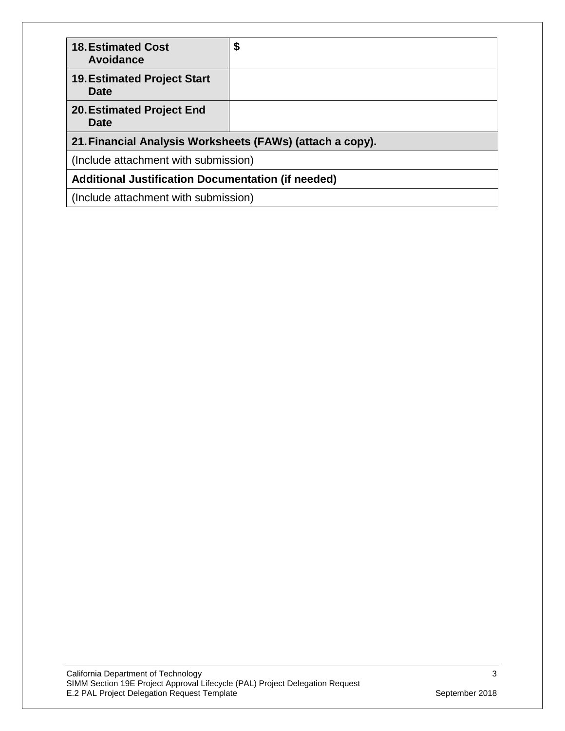| | |
|---|---|
| **18. Estimated Cost Avoidance** | **$** |
| **19. Estimated Project Start Date** | |
| **20. Estimated Project End Date** | |

| |
|---|
| **21. Financial Analysis Worksheets (FAWs) (attach a copy).** |
| (Include attachment with submission) |
| **Additional Justification Documentation (if needed)** |
| (Include attachment with submission) |